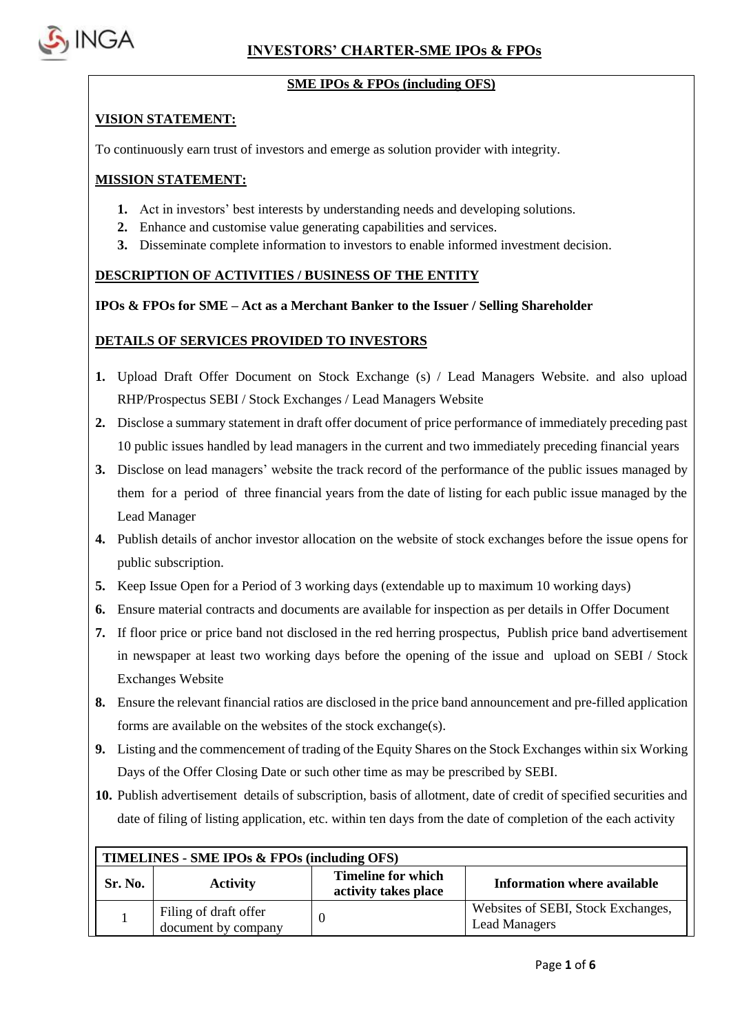# INVESTORS' CHARTER-SME IPOs & FPOs

## SME IPOs & FPOs (including OFS)

### VISION STATEMENT:

To continuously earn trust of investors and emerge as solution provider with integrity.

### MISSION STATEMENT:

1. Act in investors' best interests by understanding needs and developing solutions.
2. Enhance and customise value generating capabilities and services.
3. Disseminate complete information to investors to enable informed investment decision.

### DESCRIPTION OF ACTIVITIES / BUSINESS OF THE ENTITY

**IPOs & FPOs for SME – Act as a Merchant Banker to the Issuer / Selling Shareholder**

### DETAILS OF SERVICES PROVIDED TO INVESTORS

1. Upload Draft Offer Document on Stock Exchange (s) / Lead Managers Website. and also upload RHP/Prospectus SEBI / Stock Exchanges / Lead Managers Website
2. Disclose a summary statement in draft offer document of price performance of immediately preceding past 10 public issues handled by lead managers in the current and two immediately preceding financial years
3. Disclose on lead managers' website the track record of the performance of the public issues managed by them for a period of three financial years from the date of listing for each public issue managed by the Lead Manager
4. Publish details of anchor investor allocation on the website of stock exchanges before the issue opens for public subscription.
5. Keep Issue Open for a Period of 3 working days (extendable up to maximum 10 working days)
6. Ensure material contracts and documents are available for inspection as per details in Offer Document
7. If floor price or price band not disclosed in the red herring prospectus, Publish price band advertisement in newspaper at least two working days before the opening of the issue and upload on SEBI / Stock Exchanges Website
8. Ensure the relevant financial ratios are disclosed in the price band announcement and pre-filled application forms are available on the websites of the stock exchange(s).
9. Listing and the commencement of trading of the Equity Shares on the Stock Exchanges within six Working Days of the Offer Closing Date or such other time as may be prescribed by SEBI.
10. Publish advertisement details of subscription, basis of allotment, date of credit of specified securities and date of filing of listing application, etc. within ten days from the date of completion of the each activity

**TIMELINES - SME IPOs & FPOs (including OFS)**

| Sr. No. | Activity | Timeline for which activity takes place | Information where available |
|---|---|---|---|
| 1 | Filing of draft offer document by company | 0 | Websites of SEBI, Stock Exchanges, Lead Managers |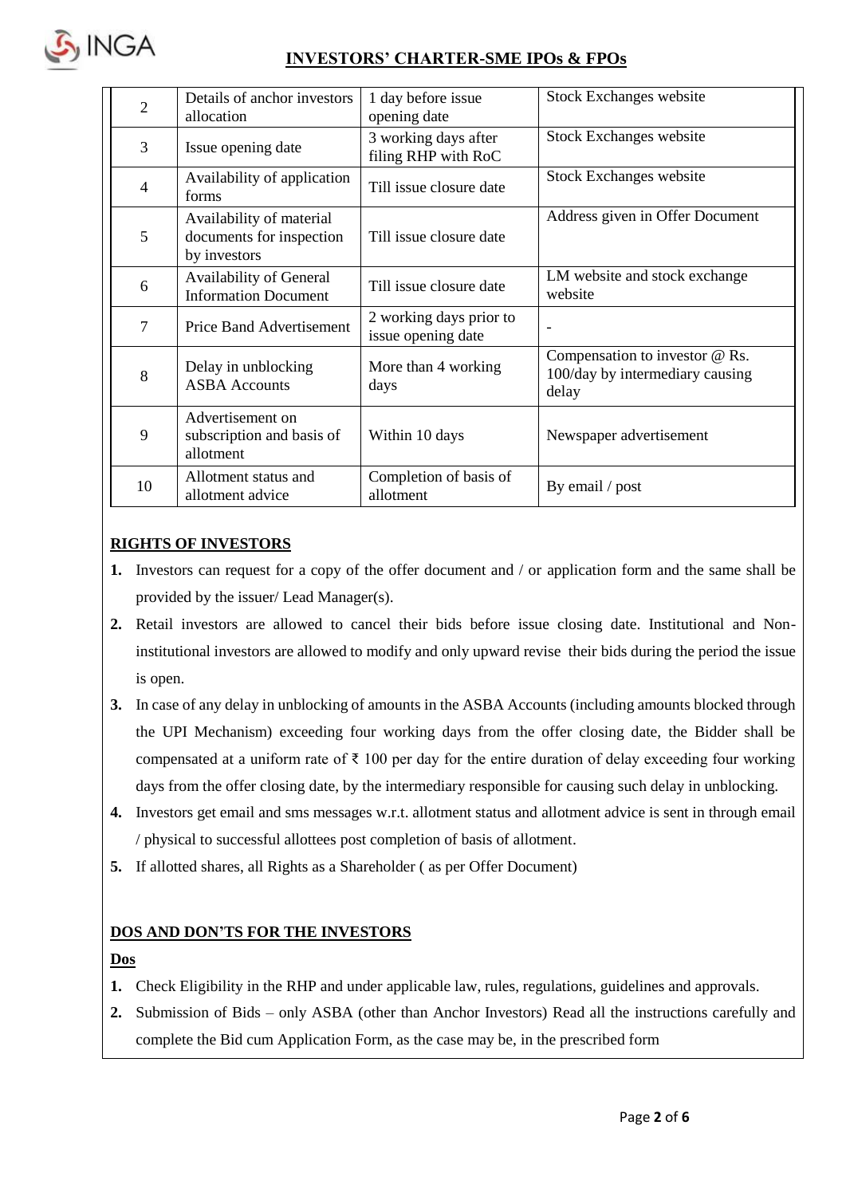| | | | |
|---|---|---|---|
| 2 | Details of anchor investors allocation | 1 day before issue opening date | Stock Exchanges website |
| 3 | Issue opening date | 3 working days after filing RHP with RoC | Stock Exchanges website |
| 4 | Availability of application forms | Till issue closure date | Stock Exchanges website |
| 5 | Availability of material documents for inspection by investors | Till issue closure date | Address given in Offer Document |
| 6 | Availability of General Information Document | Till issue closure date | LM website and stock exchange website |
| 7 | Price Band Advertisement | 2 working days prior to issue opening date | - |
| 8 | Delay in unblocking ASBA Accounts | More than 4 working days | Compensation to investor @ Rs. 100/day by intermediary causing delay |
| 9 | Advertisement on subscription and basis of allotment | Within 10 days | Newspaper advertisement |
| 10 | Allotment status and allotment advice | Completion of basis of allotment | By email / post |

## RIGHTS OF INVESTORS

1. Investors can request for a copy of the offer document and / or application form and the same shall be provided by the issuer/ Lead Manager(s).
2. Retail investors are allowed to cancel their bids before issue closing date. Institutional and Non-institutional investors are allowed to modify and only upward revise their bids during the period the issue is open.
3. In case of any delay in unblocking of amounts in the ASBA Accounts (including amounts blocked through the UPI Mechanism) exceeding four working days from the offer closing date, the Bidder shall be compensated at a uniform rate of ₹ 100 per day for the entire duration of delay exceeding four working days from the offer closing date, by the intermediary responsible for causing such delay in unblocking.
4. Investors get email and sms messages w.r.t. allotment status and allotment advice is sent in through email / physical to successful allottees post completion of basis of allotment.
5. If allotted shares, all Rights as a Shareholder ( as per Offer Document)

## DOS AND DON'TS FOR THE INVESTORS

### Dos

1. Check Eligibility in the RHP and under applicable law, rules, regulations, guidelines and approvals.
2. Submission of Bids – only ASBA (other than Anchor Investors) Read all the instructions carefully and complete the Bid cum Application Form, as the case may be, in the prescribed form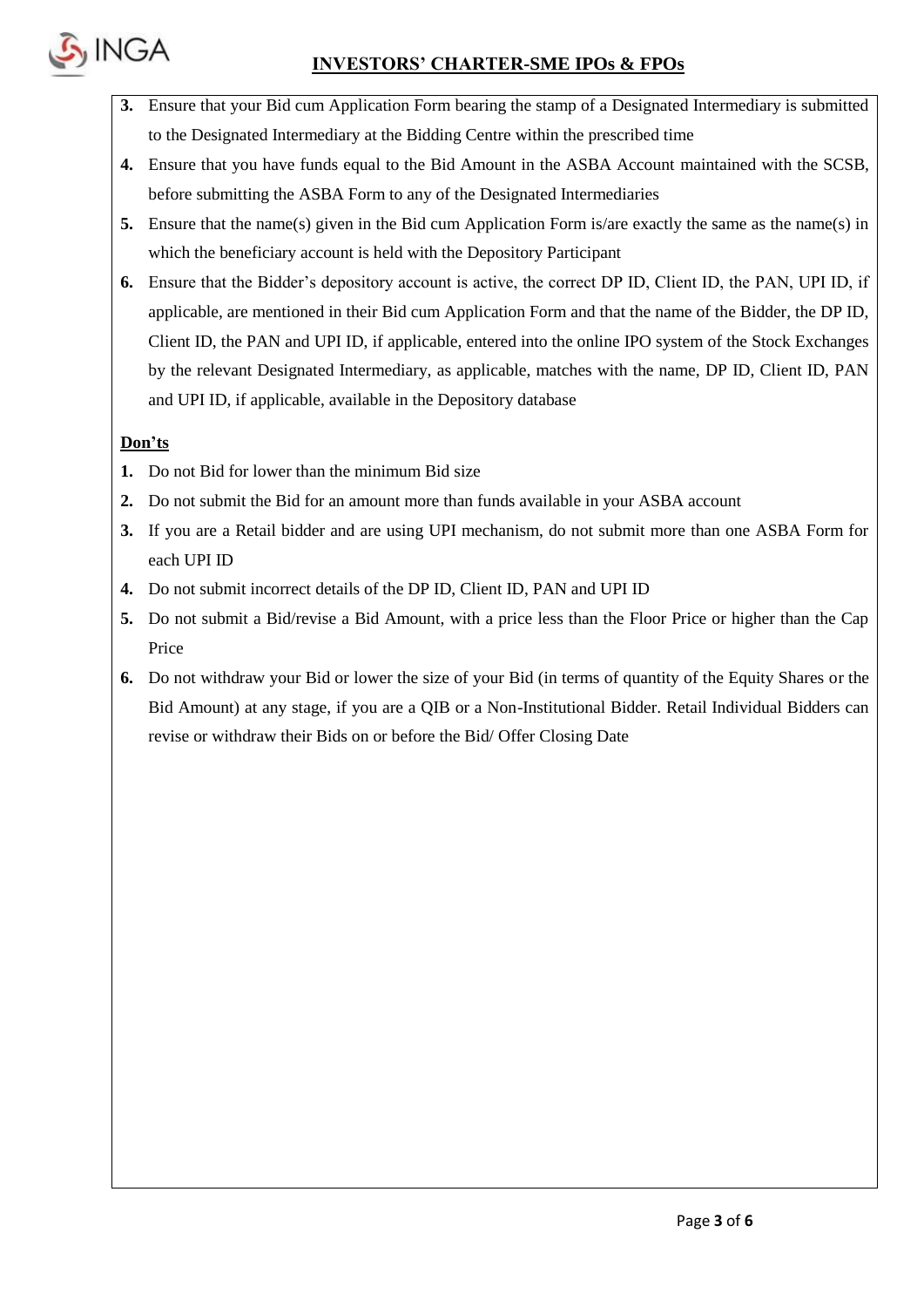3. Ensure that your Bid cum Application Form bearing the stamp of a Designated Intermediary is submitted to the Designated Intermediary at the Bidding Centre within the prescribed time
4. Ensure that you have funds equal to the Bid Amount in the ASBA Account maintained with the SCSB, before submitting the ASBA Form to any of the Designated Intermediaries
5. Ensure that the name(s) given in the Bid cum Application Form is/are exactly the same as the name(s) in which the beneficiary account is held with the Depository Participant
6. Ensure that the Bidder's depository account is active, the correct DP ID, Client ID, the PAN, UPI ID, if applicable, are mentioned in their Bid cum Application Form and that the name of the Bidder, the DP ID, Client ID, the PAN and UPI ID, if applicable, entered into the online IPO system of the Stock Exchanges by the relevant Designated Intermediary, as applicable, matches with the name, DP ID, Client ID, PAN and UPI ID, if applicable, available in the Depository database

**Don'ts**

1. Do not Bid for lower than the minimum Bid size
2. Do not submit the Bid for an amount more than funds available in your ASBA account
3. If you are a Retail bidder and are using UPI mechanism, do not submit more than one ASBA Form for each UPI ID
4. Do not submit incorrect details of the DP ID, Client ID, PAN and UPI ID
5. Do not submit a Bid/revise a Bid Amount, with a price less than the Floor Price or higher than the Cap Price
6. Do not withdraw your Bid or lower the size of your Bid (in terms of quantity of the Equity Shares or the Bid Amount) at any stage, if you are a QIB or a Non-Institutional Bidder. Retail Individual Bidders can revise or withdraw their Bids on or before the Bid/ Offer Closing Date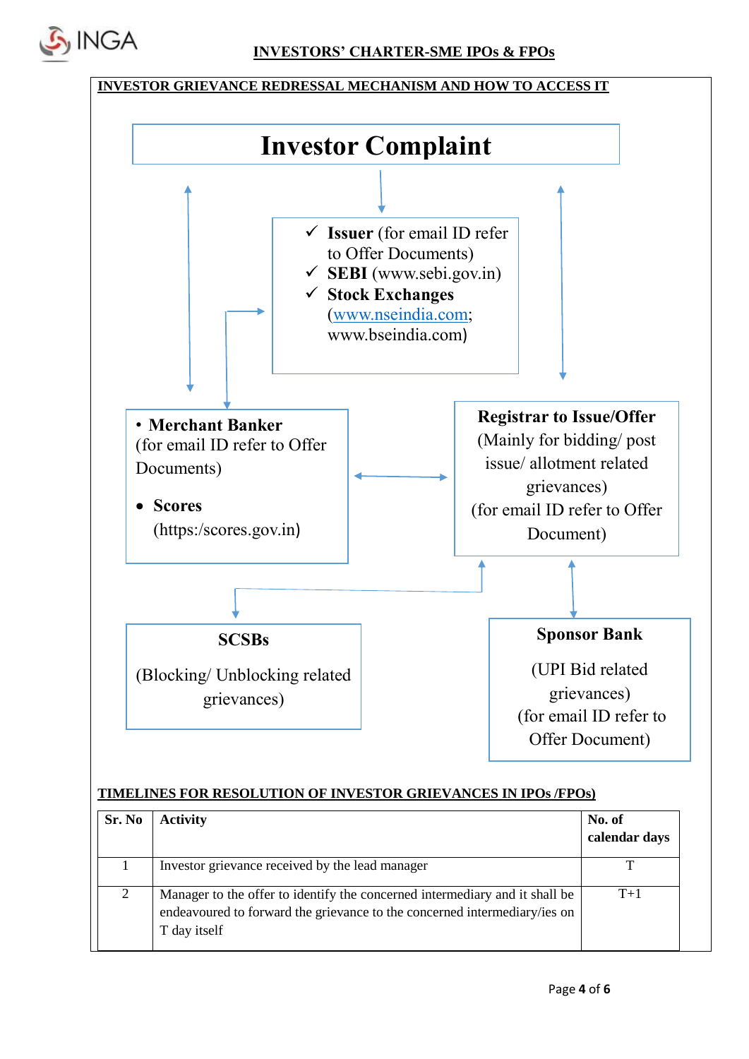**INVESTOR GRIEVANCE REDRESSAL MECHANISM AND HOW TO ACCESS IT**

**Investor Complaint**

- ✓ **Issuer** (for email ID refer to Offer Documents)
- ✓ **SEBI** (www.sebi.gov.in)
- ✓ **Stock Exchanges** (www.nseindia.com; www.bseindia.com)

- **Merchant Banker** (for email ID refer to Offer Documents)
- **Scores** (https:/scores.gov.in)

**Registrar to Issue/Offer**
(Mainly for bidding/ post issue/ allotment related grievances)
(for email ID refer to Offer Document)

**SCSBs**
(Blocking/ Unblocking related grievances)

**Sponsor Bank**
(UPI Bid related grievances)
(for email ID refer to Offer Document)

**TIMELINES FOR RESOLUTION OF INVESTOR GRIEVANCES IN IPOs /FPOs)**

| Sr. No | Activity | No. of calendar days |
|---|---|---|
| 1 | Investor grievance received by the lead manager | T |
| 2 | Manager to the offer to identify the concerned intermediary and it shall be endeavoured to forward the grievance to the concerned intermediary/ies on T day itself | T+1 |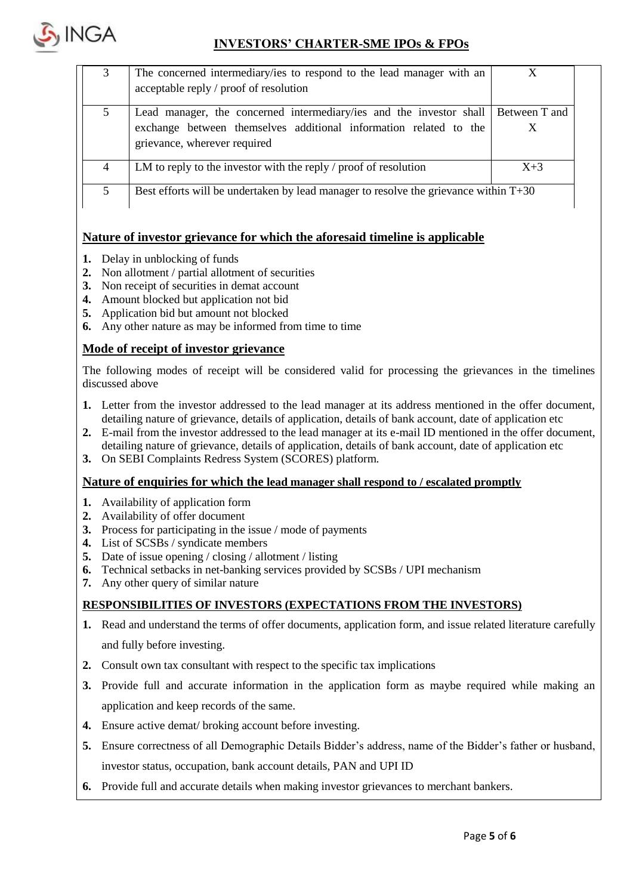| | | |
|---|---|---|
| 3 | The concerned intermediary/ies to respond to the lead manager with an acceptable reply / proof of resolution | X |
| 5 | Lead manager, the concerned intermediary/ies and the investor shall exchange between themselves additional information related to the grievance, wherever required | Between T and X |
| 4 | LM to reply to the investor with the reply / proof of resolution | X+3 |
| 5 | Best efforts will be undertaken by lead manager to resolve the grievance within T+30 | |

## Nature of investor grievance for which the aforesaid timeline is applicable

1. Delay in unblocking of funds
2. Non allotment / partial allotment of securities
3. Non receipt of securities in demat account
4. Amount blocked but application not bid
5. Application bid but amount not blocked
6. Any other nature as may be informed from time to time

## Mode of receipt of investor grievance

The following modes of receipt will be considered valid for processing the grievances in the timelines discussed above

1. Letter from the investor addressed to the lead manager at its address mentioned in the offer document, detailing nature of grievance, details of application, details of bank account, date of application etc
2. E-mail from the investor addressed to the lead manager at its e-mail ID mentioned in the offer document, detailing nature of grievance, details of application, details of bank account, date of application etc
3. On SEBI Complaints Redress System (SCORES) platform.

## Nature of enquiries for which the lead manager shall respond to / escalated promptly

1. Availability of application form
2. Availability of offer document
3. Process for participating in the issue / mode of payments
4. List of SCSBs / syndicate members
5. Date of issue opening / closing / allotment / listing
6. Technical setbacks in net-banking services provided by SCSBs / UPI mechanism
7. Any other query of similar nature

## RESPONSIBILITIES OF INVESTORS (EXPECTATIONS FROM THE INVESTORS)

1. Read and understand the terms of offer documents, application form, and issue related literature carefully and fully before investing.
2. Consult own tax consultant with respect to the specific tax implications
3. Provide full and accurate information in the application form as maybe required while making an application and keep records of the same.
4. Ensure active demat/ broking account before investing.
5. Ensure correctness of all Demographic Details Bidder's address, name of the Bidder's father or husband, investor status, occupation, bank account details, PAN and UPI ID
6. Provide full and accurate details when making investor grievances to merchant bankers.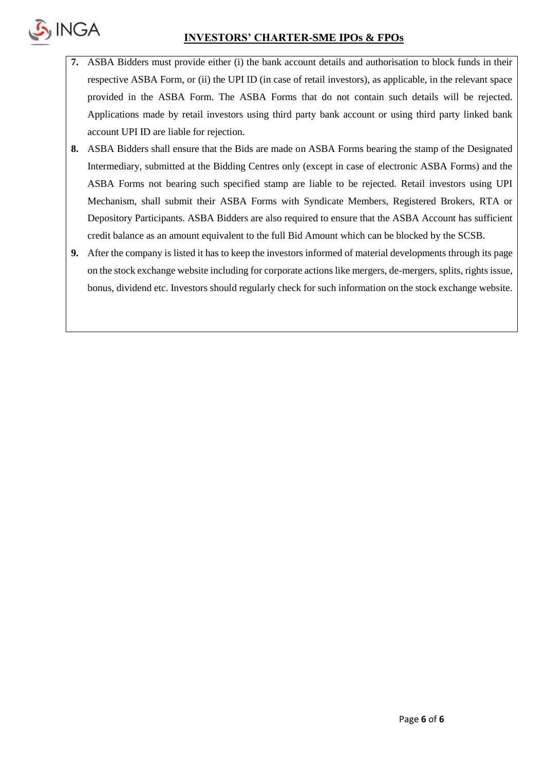7. ASBA Bidders must provide either (i) the bank account details and authorisation to block funds in their respective ASBA Form, or (ii) the UPI ID (in case of retail investors), as applicable, in the relevant space provided in the ASBA Form. The ASBA Forms that do not contain such details will be rejected. Applications made by retail investors using third party bank account or using third party linked bank account UPI ID are liable for rejection.
8. ASBA Bidders shall ensure that the Bids are made on ASBA Forms bearing the stamp of the Designated Intermediary, submitted at the Bidding Centres only (except in case of electronic ASBA Forms) and the ASBA Forms not bearing such specified stamp are liable to be rejected. Retail investors using UPI Mechanism, shall submit their ASBA Forms with Syndicate Members, Registered Brokers, RTA or Depository Participants. ASBA Bidders are also required to ensure that the ASBA Account has sufficient credit balance as an amount equivalent to the full Bid Amount which can be blocked by the SCSB.
9. After the company is listed it has to keep the investors informed of material developments through its page on the stock exchange website including for corporate actions like mergers, de-mergers, splits, rights issue, bonus, dividend etc. Investors should regularly check for such information on the stock exchange website.